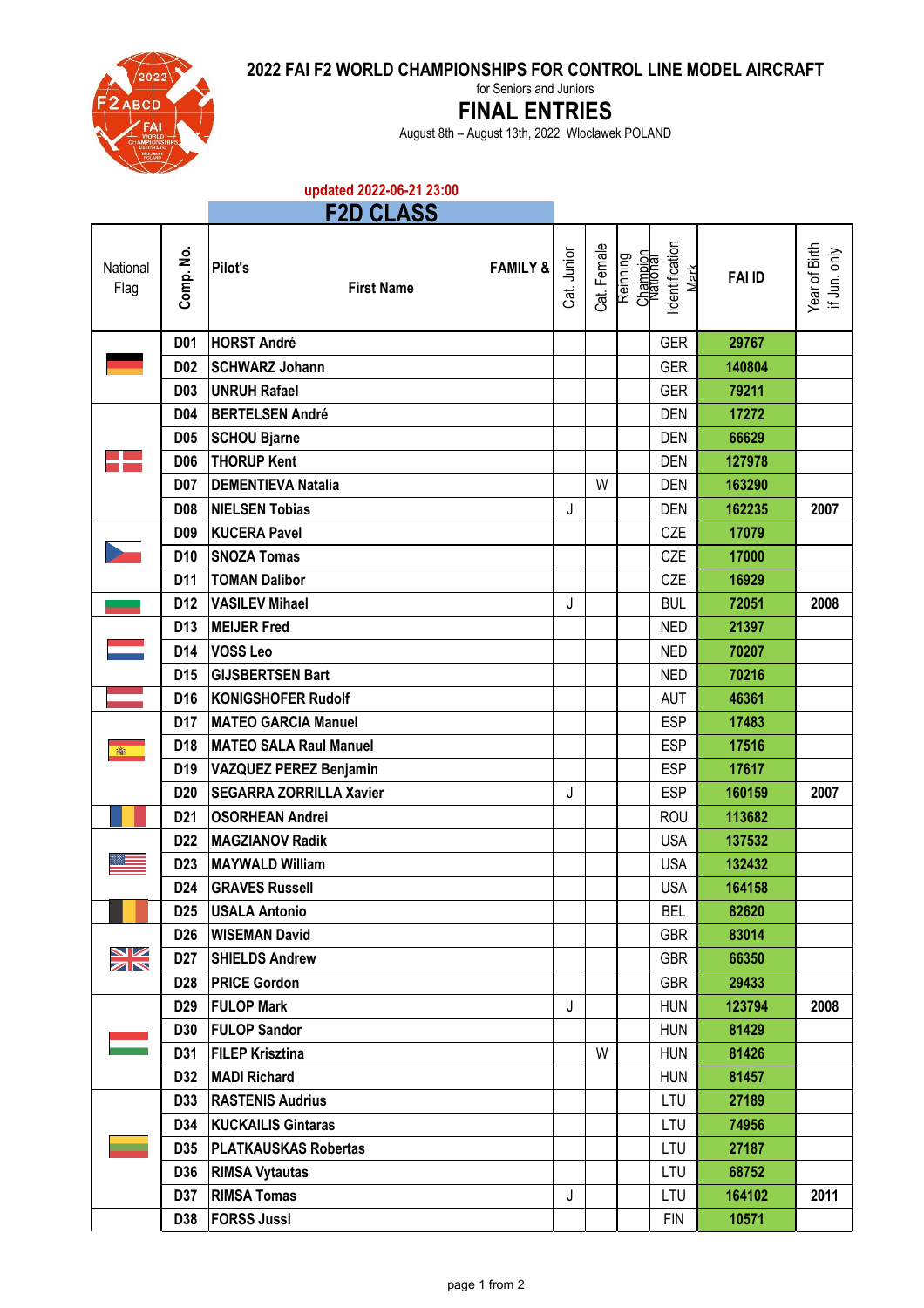# 2022 FAI F2 WORLD CHAMPIONSHIPS FOR CONTROL LINE MODEL AIRCRAFT

for Seniors and Juniors

## FINAL ENTRIES

August 8th – August 13th, 2022 Wloclawek POLAND

updated 2022-06-21 23:00

### F2D CLASS

| National Flag | Comp. No. | Pilot's FAMILY & First Name | Cat. Junior | Cat. Female | Reinning Champion | National Identification Mark | FAI ID | Year of Birth if Jun. only |
|---|---|---|---|---|---|---|---|---|
| | D01 | HORST André | | | | GER | 29767 | |
| | D02 | SCHWARZ Johann | | | | GER | 140804 | |
| | D03 | UNRUH Rafael | | | | GER | 79211 | |
| | D04 | BERTELSEN André | | | | DEN | 17272 | |
| | D05 | SCHOU Bjarne | | | | DEN | 66629 | |
| | D06 | THORUP Kent | | | | DEN | 127978 | |
| | D07 | DEMENTIEVA Natalia | | W | | DEN | 163290 | |
| | D08 | NIELSEN Tobias | J | | | DEN | 162235 | 2007 |
| | D09 | KUCERA Pavel | | | | CZE | 17079 | |
| | D10 | SNOZA Tomas | | | | CZE | 17000 | |
| | D11 | TOMAN Dalibor | | | | CZE | 16929 | |
| | D12 | VASILEV Mihael | J | | | BUL | 72051 | 2008 |
| | D13 | MEIJER Fred | | | | NED | 21397 | |
| | D14 | VOSS Leo | | | | NED | 70207 | |
| | D15 | GIJSBERTSEN Bart | | | | NED | 70216 | |
| | D16 | KONIGSHOFER Rudolf | | | | AUT | 46361 | |
| | D17 | MATEO GARCIA Manuel | | | | ESP | 17483 | |
| | D18 | MATEO SALA Raul Manuel | | | | ESP | 17516 | |
| | D19 | VAZQUEZ PEREZ Benjamin | | | | ESP | 17617 | |
| | D20 | SEGARRA ZORRILLA Xavier | J | | | ESP | 160159 | 2007 |
| | D21 | OSORHEAN Andrei | | | | ROU | 113682 | |
| | D22 | MAGZIANOV Radik | | | | USA | 137532 | |
| | D23 | MAYWALD William | | | | USA | 132432 | |
| | D24 | GRAVES Russell | | | | USA | 164158 | |
| | D25 | USALA Antonio | | | | BEL | 82620 | |
| | D26 | WISEMAN David | | | | GBR | 83014 | |
| | D27 | SHIELDS Andrew | | | | GBR | 66350 | |
| | D28 | PRICE Gordon | | | | GBR | 29433 | |
| | D29 | FULOP Mark | J | | | HUN | 123794 | 2008 |
| | D30 | FULOP Sandor | | | | HUN | 81429 | |
| | D31 | FILEP Krisztina | | W | | HUN | 81426 | |
| | D32 | MADI Richard | | | | HUN | 81457 | |
| | D33 | RASTENIS Audrius | | | | LTU | 27189 | |
| | D34 | KUCKAILIS Gintaras | | | | LTU | 74956 | |
| | D35 | PLATKAUSKAS Robertas | | | | LTU | 27187 | |
| | D36 | RIMSA Vytautas | | | | LTU | 68752 | |
| | D37 | RIMSA Tomas | J | | | LTU | 164102 | 2011 |
| | D38 | FORSS Jussi | | | | FIN | 10571 | |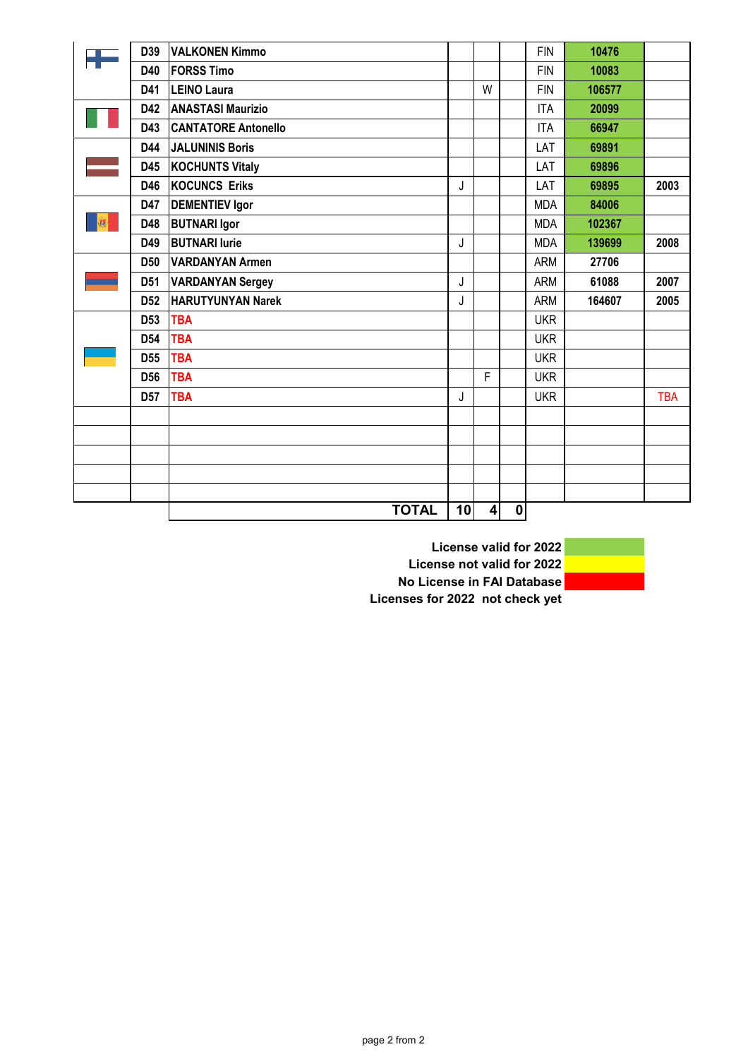| | | | | | | | | |
|---|---|---|---|---|---|---|---|---|
| | D39 | VALKONEN Kimmo | | | | FIN | 10476 | |
| | D40 | FORSS Timo | | | | FIN | 10083 | |
| | D41 | LEINO Laura | | W | | FIN | 106577 | |
| | D42 | ANASTASI Maurizio | | | | ITA | 20099 | |
| | D43 | CANTATORE Antonello | | | | ITA | 66947 | |
| | D44 | JALUNINIS Boris | | | | LAT | 69891 | |
| | D45 | KOCHUNTS Vitaly | | | | LAT | 69896 | |
| | D46 | KOCUNCS Eriks | J | | | LAT | 69895 | 2003 |
| | D47 | DEMENTIEV Igor | | | | MDA | 84006 | |
| | D48 | BUTNARI Igor | | | | MDA | 102367 | |
| | D49 | BUTNARI Iurie | J | | | MDA | 139699 | 2008 |
| | D50 | VARDANYAN Armen | | | | ARM | 27706 | |
| | D51 | VARDANYAN Sergey | J | | | ARM | 61088 | 2007 |
| | D52 | HARUTYUNYAN Narek | J | | | ARM | 164607 | 2005 |
| | D53 | TBA | | | | UKR | | |
| | D54 | TBA | | | | UKR | | |
| | D55 | TBA | | | | UKR | | |
| | D56 | TBA | | F | | UKR | | |
| | D57 | TBA | J | | | UKR | | TBA |
| | | | | | | | | |
| | | | | | | | | |
| | | | | | | | | |
| | | | | | | | | |
| | | | | | | | | |
| | | **TOTAL** | **10** | **4** | **0** | | | |

**License valid for 2022**
**License not valid for 2022**
**No License in FAI Database**
**Licenses for 2022 not check yet**